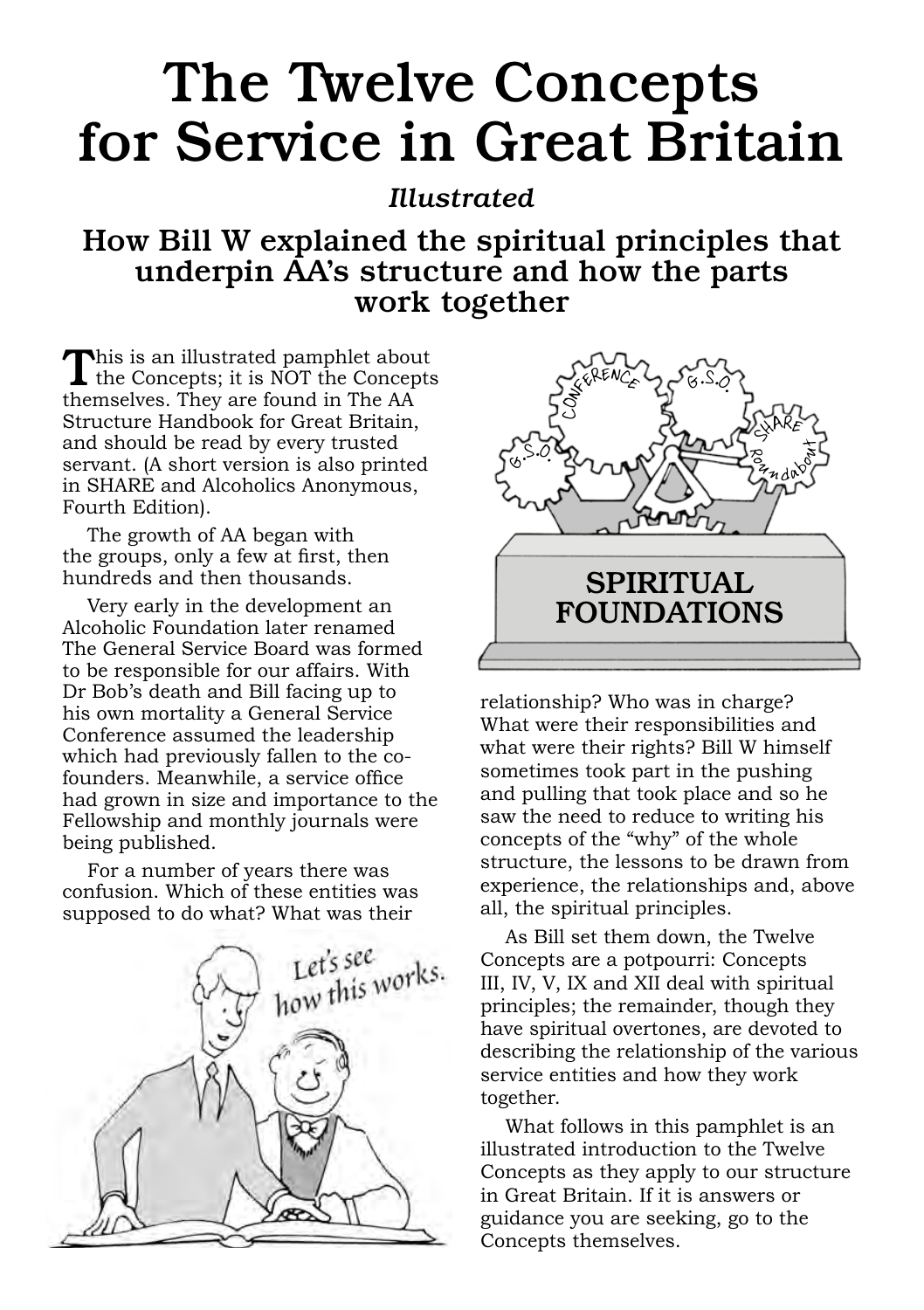# The Twelve Concepts for Service in Great Britain

*Illustrated*

## How Bill W explained the spiritual principles that underpin AA's structure and how the parts work together

This is an illustrated pamphlet about the Concepts; it is NOT the Concepts themselves. They are found in The AA Structure Handbook for Great Britain, and should be read by every trusted servant. (A short version is also printed in SHARE and Alcoholics Anonymous, Fourth Edition).

The growth of AA began with the groups, only a few at first, then hundreds and then thousands.

Very early in the development an Alcoholic Foundation later renamed The General Service Board was formed to be responsible for our affairs. With Dr Bob's death and Bill facing up to his own mortality a General Service Conference assumed the leadership which had previously fallen to the co-founders. Meanwhile, a service office had grown in size and importance to the Fellowship and monthly journals were being published.

For a number of years there was confusion. Which of these entities was supposed to do what? What was their relationship? Who was in charge? What were their responsibilities and what were their rights? Bill W himself sometimes took part in the pushing and pulling that took place and so he saw the need to reduce to writing his concepts of the "why" of the whole structure, the lessons to be drawn from experience, the relationships and, above all, the spiritual principles.

As Bill set them down, the Twelve Concepts are a potpourri: Concepts III, IV, V, IX and XII deal with spiritual principles; the remainder, though they have spiritual overtones, are devoted to describing the relationship of the various service entities and how they work together.

What follows in this pamphlet is an illustrated introduction to the Twelve Concepts as they apply to our structure in Great Britain. If it is answers or guidance you are seeking, go to the Concepts themselves.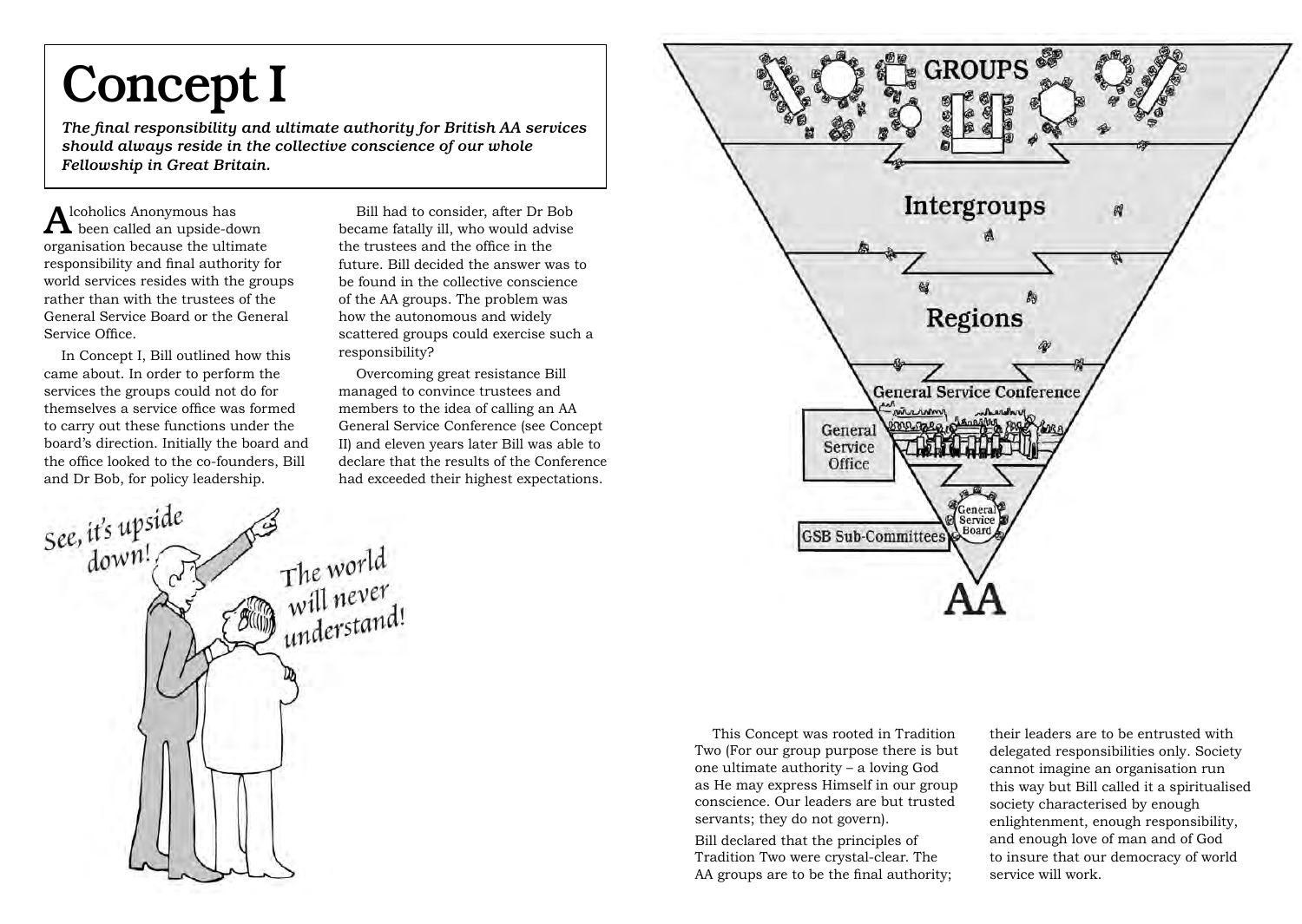# Concept I

***The final responsibility and ultimate authority for British AA services should always reside in the collective conscience of our whole Fellowship in Great Britain.***

Alcoholics Anonymous has been called an upside-down organisation because the ultimate responsibility and final authority for world services resides with the groups rather than with the trustees of the General Service Board or the General Service Office.

In Concept I, Bill outlined how this came about. In order to perform the services the groups could not do for themselves a service office was formed to carry out these functions under the board's direction. Initially the board and the office looked to the co-founders, Bill and Dr Bob, for policy leadership.

Bill had to consider, after Dr Bob became fatally ill, who would advise the trustees and the office in the future. Bill decided the answer was to be found in the collective conscience of the AA groups. The problem was how the autonomous and widely scattered groups could exercise such a responsibility?

Overcoming great resistance Bill managed to convince trustees and members to the idea of calling an AA General Service Conference (see Concept II) and eleven years later Bill was able to declare that the results of the Conference had exceeded their highest expectations.

This Concept was rooted in Tradition Two (For our group purpose there is but one ultimate authority – a loving God as He may express Himself in our group conscience. Our leaders are but trusted servants; they do not govern).

Bill declared that the principles of Tradition Two were crystal-clear. The AA groups are to be the final authority; their leaders are to be entrusted with delegated responsibilities only. Society cannot imagine an organisation run this way but Bill called it a spiritualised society characterised by enough enlightenment, enough responsibility, and enough love of man and of God to insure that our democracy of world service will work.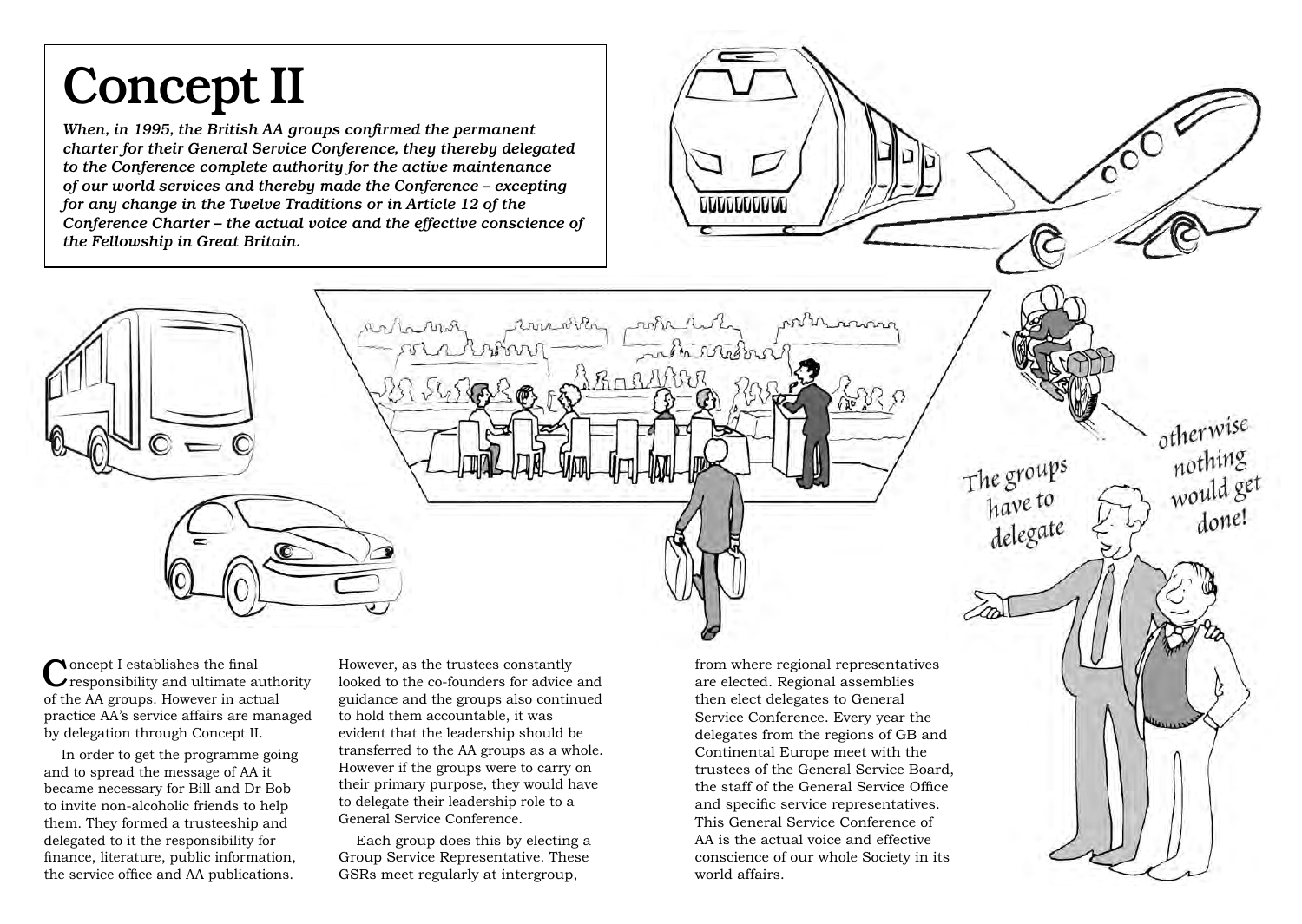# Concept II

*When, in 1995, the British AA groups confirmed the permanent charter for their General Service Conference, they thereby delegated to the Conference complete authority for the active maintenance of our world services and thereby made the Conference – excepting for any change in the Twelve Traditions or in Article 12 of the Conference Charter – the actual voice and the effective conscience of the Fellowship in Great Britain.*

The groups have to delegate otherwise nothing would get done!

Concept I establishes the final responsibility and ultimate authority of the AA groups. However in actual practice AA's service affairs are managed by delegation through Concept II.

In order to get the programme going and to spread the message of AA it became necessary for Bill and Dr Bob to invite non-alcoholic friends to help them. They formed a trusteeship and delegated to it the responsibility for finance, literature, public information, the service office and AA publications.

However, as the trustees constantly looked to the co-founders for advice and guidance and the groups also continued to hold them accountable, it was evident that the leadership should be transferred to the AA groups as a whole. However if the groups were to carry on their primary purpose, they would have to delegate their leadership role to a General Service Conference.

Each group does this by electing a Group Service Representative. These GSRs meet regularly at intergroup, from where regional representatives are elected. Regional assemblies then elect delegates to General Service Conference. Every year the delegates from the regions of GB and Continental Europe meet with the trustees of the General Service Board, the staff of the General Service Office and specific service representatives. This General Service Conference of AA is the actual voice and effective conscience of our whole Society in its world affairs.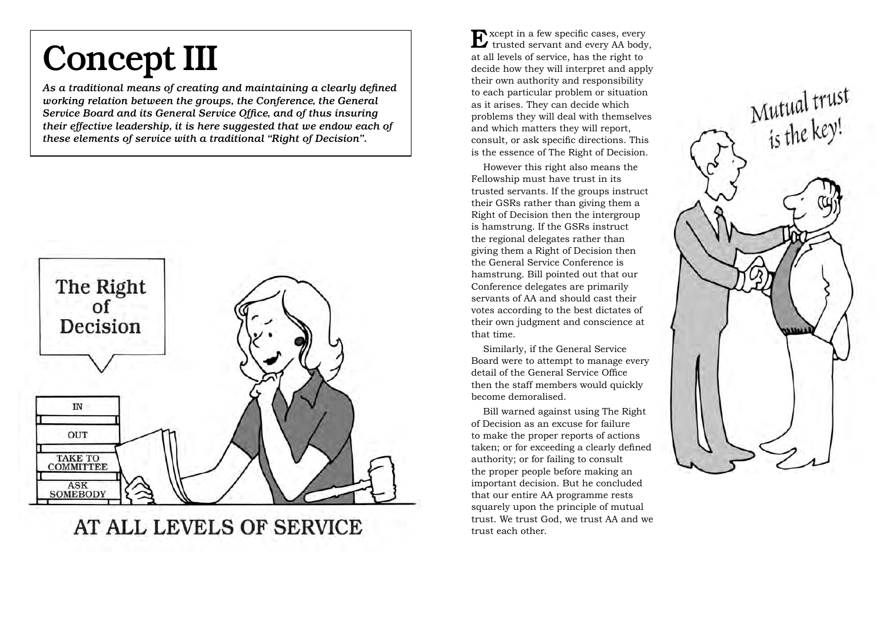# Concept III

*As a traditional means of creating and maintaining a clearly defined working relation between the groups, the Conference, the General Service Board and its General Service Office, and of thus insuring their effective leadership, it is here suggested that we endow each of these elements of service with a traditional "Right of Decision".*

Except in a few specific cases, every trusted servant and every AA body, at all levels of service, has the right to decide how they will interpret and apply their own authority and responsibility to each particular problem or situation as it arises. They can decide which problems they will deal with themselves and which matters they will report, consult, or ask specific directions. This is the essence of The Right of Decision.

However this right also means the Fellowship must have trust in its trusted servants. If the groups instruct their GSRs rather than giving them a Right of Decision then the intergroup is hamstrung. If the GSRs instruct the regional delegates rather than giving them a Right of Decision then the General Service Conference is hamstrung. Bill pointed out that our Conference delegates are primarily servants of AA and should cast their votes according to the best dictates of their own judgment and conscience at that time.

Similarly, if the General Service Board were to attempt to manage every detail of the General Service Office then the staff members would quickly become demoralised.

Bill warned against using The Right of Decision as an excuse for failure to make the proper reports of actions taken; or for exceeding a clearly defined authority; or for failing to consult the proper people before making an important decision. But he concluded that our entire AA programme rests squarely upon the principle of mutual trust. We trust God, we trust AA and we trust each other.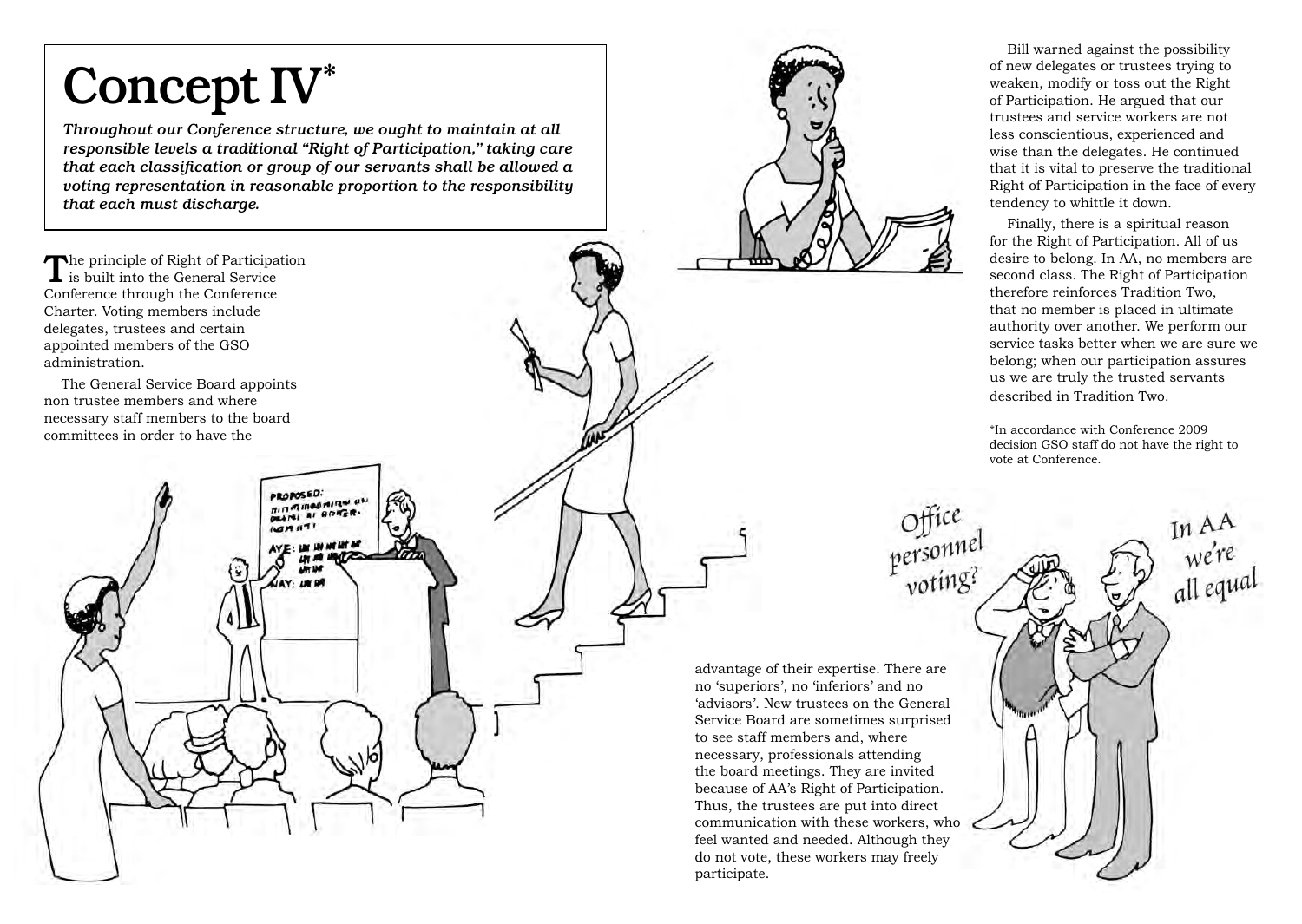# Concept IV*

*Throughout our Conference structure, we ought to maintain at all responsible levels a traditional "Right of Participation," taking care that each classification or group of our servants shall be allowed a voting representation in reasonable proportion to the responsibility that each must discharge.*

The principle of Right of Participation is built into the General Service Conference through the Conference Charter. Voting members include delegates, trustees and certain appointed members of the GSO administration.

The General Service Board appoints non trustee members and where necessary staff members to the board committees in order to have the advantage of their expertise. There are no 'superiors', no 'inferiors' and no 'advisors'. New trustees on the General Service Board are sometimes surprised to see staff members and, where necessary, professionals attending the board meetings. They are invited because of AA's Right of Participation. Thus, the trustees are put into direct communication with these workers, who feel wanted and needed. Although they do not vote, these workers may freely participate.

Bill warned against the possibility of new delegates or trustees trying to weaken, modify or toss out the Right of Participation. He argued that our trustees and service workers are not less conscientious, experienced and wise than the delegates. He continued that it is vital to preserve the traditional Right of Participation in the face of every tendency to whittle it down.

Finally, there is a spiritual reason for the Right of Participation. All of us desire to belong. In AA, no members are second class. The Right of Participation therefore reinforces Tradition Two, that no member is placed in ultimate authority over another. We perform our service tasks better when we are sure we belong; when our participation assures us we are truly the trusted servants described in Tradition Two.

*In accordance with Conference 2009 decision GSO staff do not have the right to vote at Conference.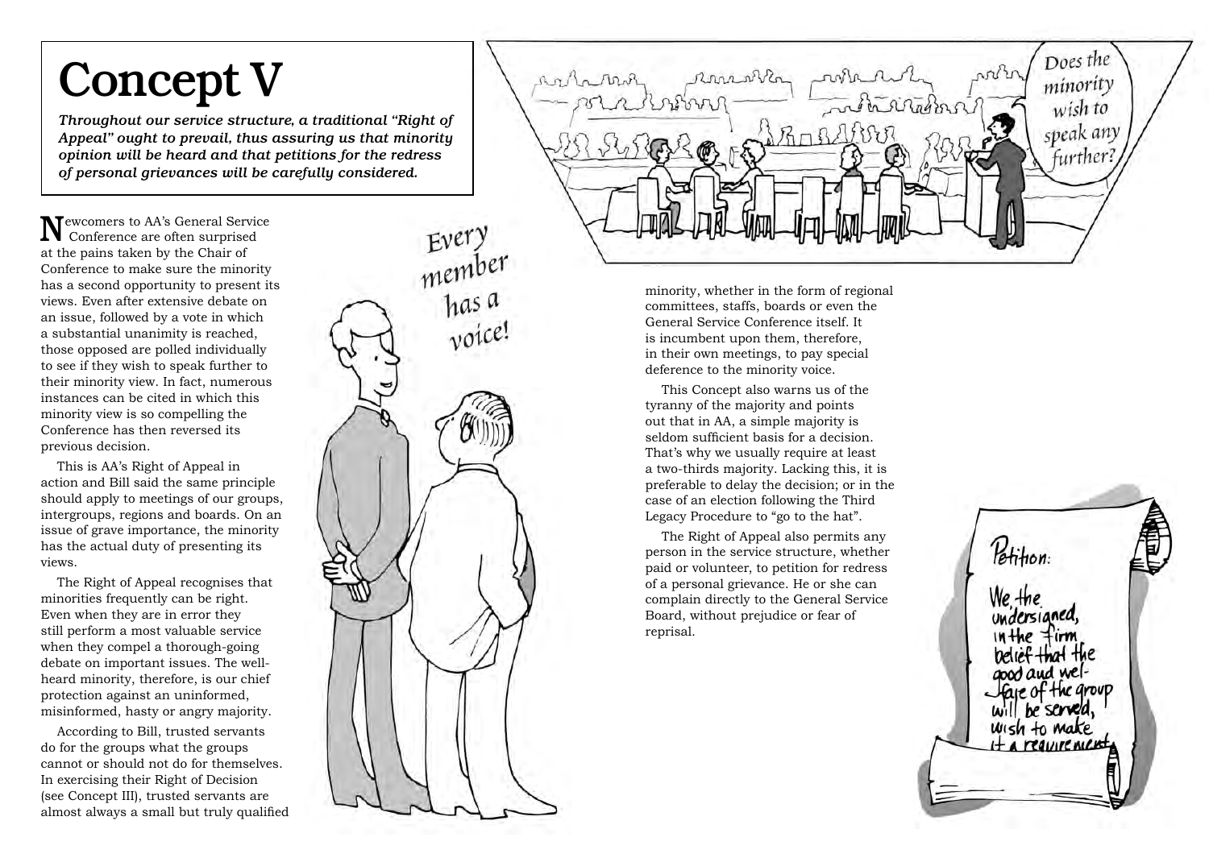# Concept V

***Throughout our service structure, a traditional "Right of Appeal" ought to prevail, thus assuring us that minority opinion will be heard and that petitions for the redress of personal grievances will be carefully considered.***

Newcomers to AA's General Service Conference are often surprised at the pains taken by the Chair of Conference to make sure the minority has a second opportunity to present its views. Even after extensive debate on an issue, followed by a vote in which a substantial unanimity is reached, those opposed are polled individually to see if they wish to speak further to their minority view. In fact, numerous instances can be cited in which this minority view is so compelling the Conference has then reversed its previous decision.

This is AA's Right of Appeal in action and Bill said the same principle should apply to meetings of our groups, intergroups, regions and boards. On an issue of grave importance, the minority has the actual duty of presenting its views.

The Right of Appeal recognises that minorities frequently can be right. Even when they are in error they still perform a most valuable service when they compel a thorough-going debate on important issues. The well-heard minority, therefore, is our chief protection against an uninformed, misinformed, hasty or angry majority.

According to Bill, trusted servants do for the groups what the groups cannot or should not do for themselves. In exercising their Right of Decision (see Concept III), trusted servants are almost always a small but truly qualified minority, whether in the form of regional committees, staffs, boards or even the General Service Conference itself. It is incumbent upon them, therefore, in their own meetings, to pay special deference to the minority voice.

This Concept also warns us of the tyranny of the majority and points out that in AA, a simple majority is seldom sufficient basis for a decision. That's why we usually require at least a two-thirds majority. Lacking this, it is preferable to delay the decision; or in the case of an election following the Third Legacy Procedure to "go to the hat".

The Right of Appeal also permits any person in the service structure, whether paid or volunteer, to petition for redress of a personal grievance. He or she can complain directly to the General Service Board, without prejudice or fear of reprisal.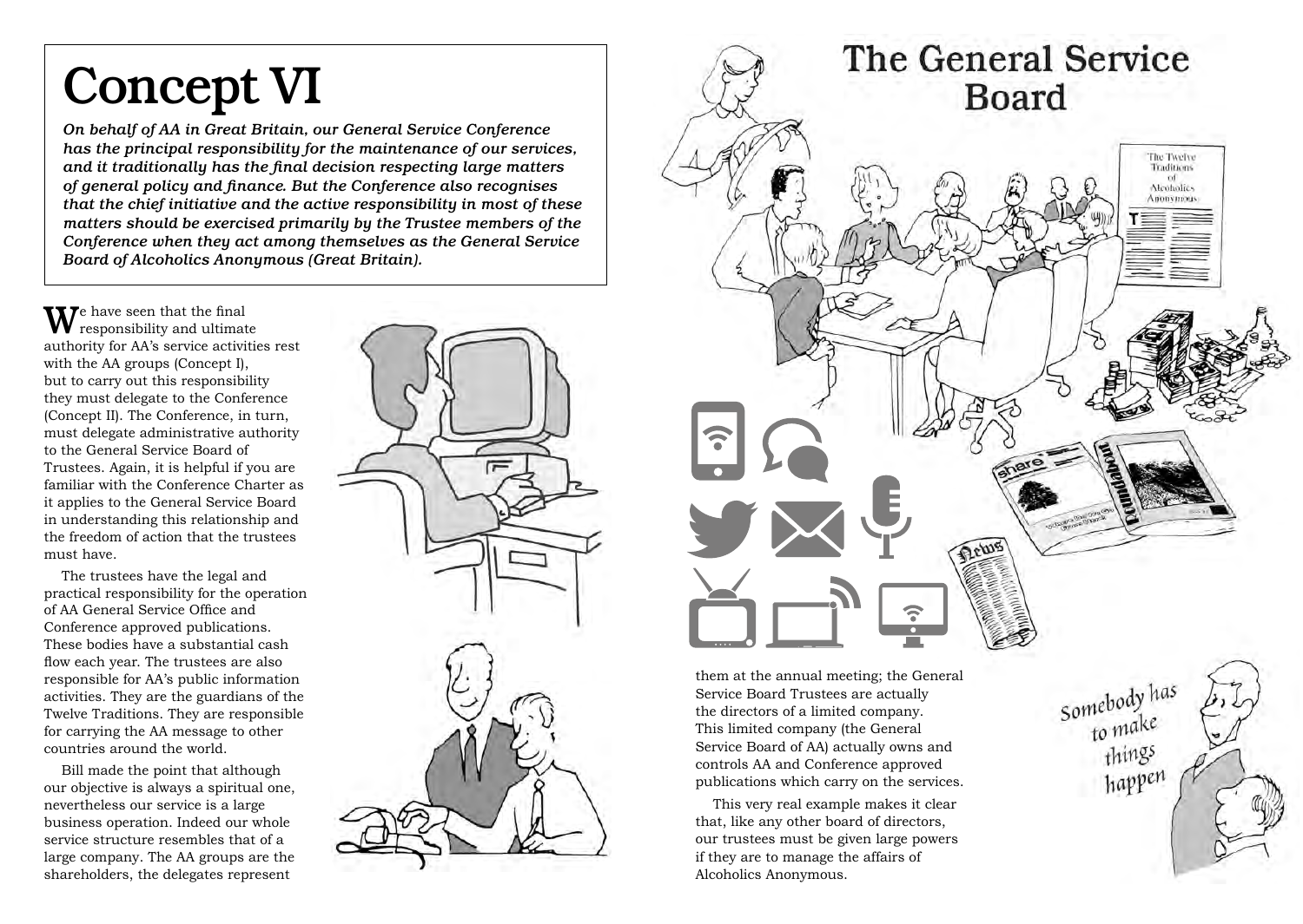# Concept VI

***On behalf of AA in Great Britain, our General Service Conference has the principal responsibility for the maintenance of our services, and it traditionally has the final decision respecting large matters of general policy and finance. But the Conference also recognises that the chief initiative and the active responsibility in most of these matters should be exercised primarily by the Trustee members of the Conference when they act among themselves as the General Service Board of Alcoholics Anonymous (Great Britain).***

We have seen that the final responsibility and ultimate authority for AA's service activities rest with the AA groups (Concept I), but to carry out this responsibility they must delegate to the Conference (Concept II). The Conference, in turn, must delegate administrative authority to the General Service Board of Trustees. Again, it is helpful if you are familiar with the Conference Charter as it applies to the General Service Board in understanding this relationship and the freedom of action that the trustees must have.

The trustees have the legal and practical responsibility for the operation of AA General Service Office and Conference approved publications. These bodies have a substantial cash flow each year. The trustees are also responsible for AA's public information activities. They are the guardians of the Twelve Traditions. They are responsible for carrying the AA message to other countries around the world.

Bill made the point that although our objective is always a spiritual one, nevertheless our service is a large business operation. Indeed our whole service structure resembles that of a large company. The AA groups are the shareholders, the delegates represent them at the annual meeting; the General Service Board Trustees are actually the directors of a limited company. This limited company (the General Service Board of AA) actually owns and controls AA and Conference approved publications which carry on the services.

This very real example makes it clear that, like any other board of directors, our trustees must be given large powers if they are to manage the affairs of Alcoholics Anonymous.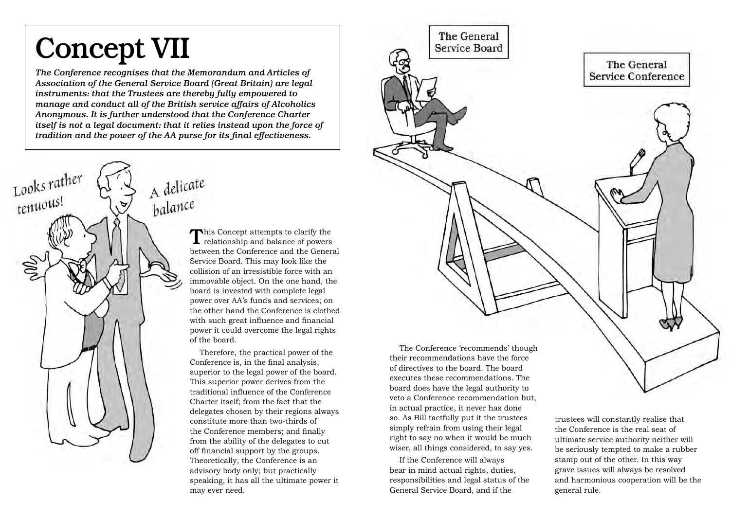# Concept VII

*The Conference recognises that the Memorandum and Articles of Association of the General Service Board (Great Britain) are legal instruments: that the Trustees are thereby fully empowered to manage and conduct all of the British service affairs of Alcoholics Anonymous. It is further understood that the Conference Charter itself is not a legal document: that it relies instead upon the force of tradition and the power of the AA purse for its final effectiveness.*

This Concept attempts to clarify the relationship and balance of powers between the Conference and the General Service Board. This may look like the collision of an irresistible force with an immovable object. On the one hand, the board is invested with complete legal power over AA's funds and services; on the other hand the Conference is clothed with such great influence and financial power it could overcome the legal rights of the board.

Therefore, the practical power of the Conference is, in the final analysis, superior to the legal power of the board. This superior power derives from the traditional influence of the Conference Charter itself; from the fact that the delegates chosen by their regions always constitute more than two-thirds of the Conference members; and finally from the ability of the delegates to cut off financial support by the groups. Theoretically, the Conference is an advisory body only; but practically speaking, it has all the ultimate power it may ever need.

The Conference 'recommends' though their recommendations have the force of directives to the board. The board executes these recommendations. The board does have the legal authority to veto a Conference recommendation but, in actual practice, it never has done so. As Bill tactfully put it the trustees simply refrain from using their legal right to say no when it would be much wiser, all things considered, to say yes.

If the Conference will always bear in mind actual rights, duties, responsibilities and legal status of the General Service Board, and if the trustees will constantly realise that the Conference is the real seat of ultimate service authority neither will be seriously tempted to make a rubber stamp out of the other. In this way grave issues will always be resolved and harmonious cooperation will be the general rule.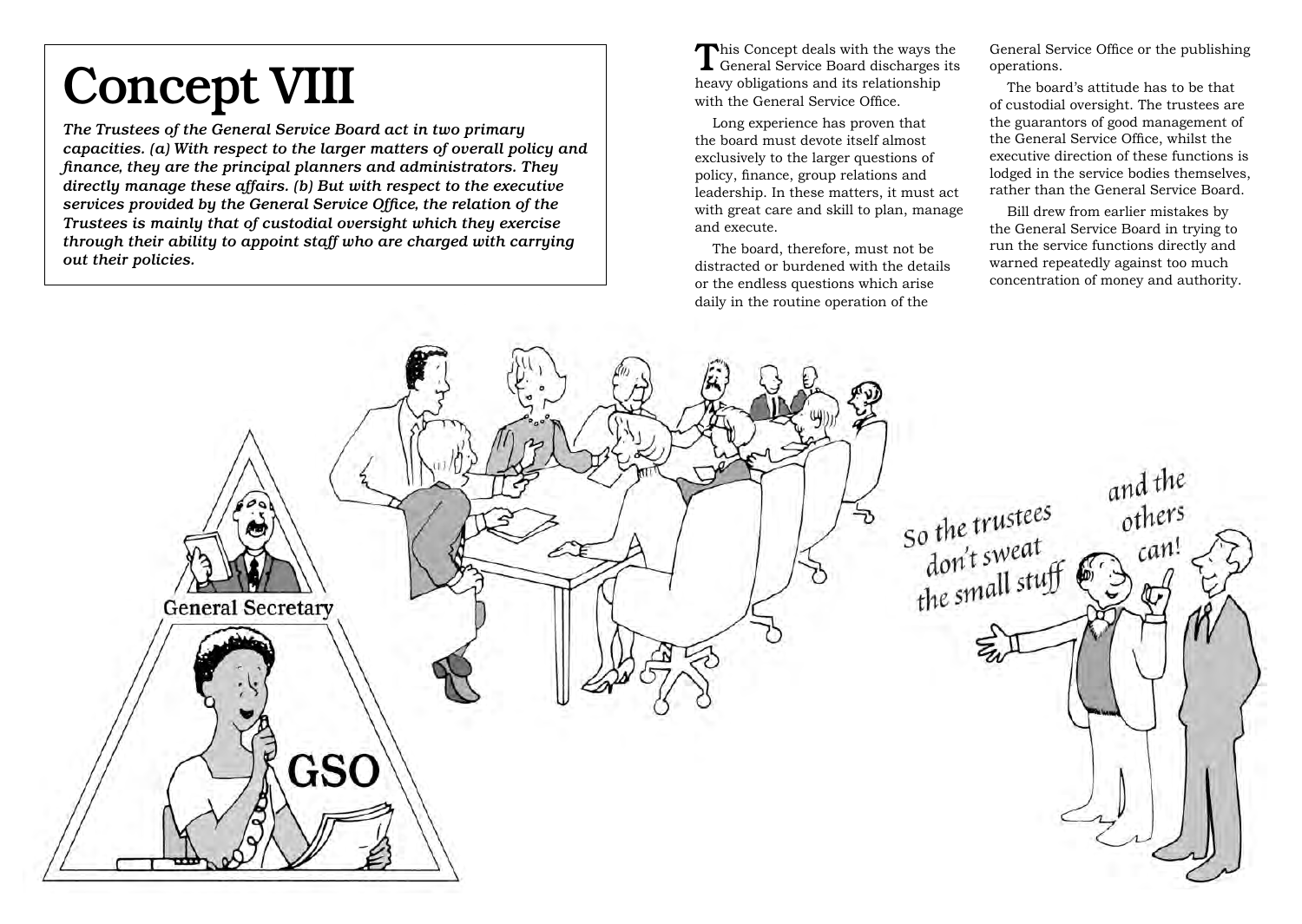# Concept VIII

*The Trustees of the General Service Board act in two primary capacities. (a) With respect to the larger matters of overall policy and finance, they are the principal planners and administrators. They directly manage these affairs. (b) But with respect to the executive services provided by the General Service Office, the relation of the Trustees is mainly that of custodial oversight which they exercise through their ability to appoint staff who are charged with carrying out their policies.*

This Concept deals with the ways the General Service Board discharges its heavy obligations and its relationship with the General Service Office.

Long experience has proven that the board must devote itself almost exclusively to the larger questions of policy, finance, group relations and leadership. In these matters, it must act with great care and skill to plan, manage and execute.

The board, therefore, must not be distracted or burdened with the details or the endless questions which arise daily in the routine operation of the General Service Office or the publishing operations.

The board's attitude has to be that of custodial oversight. The trustees are the guarantors of good management of the General Service Office, whilst the executive direction of these functions is lodged in the service bodies themselves, rather than the General Service Board.

Bill drew from earlier mistakes by the General Service Board in trying to run the service functions directly and warned repeatedly against too much concentration of money and authority.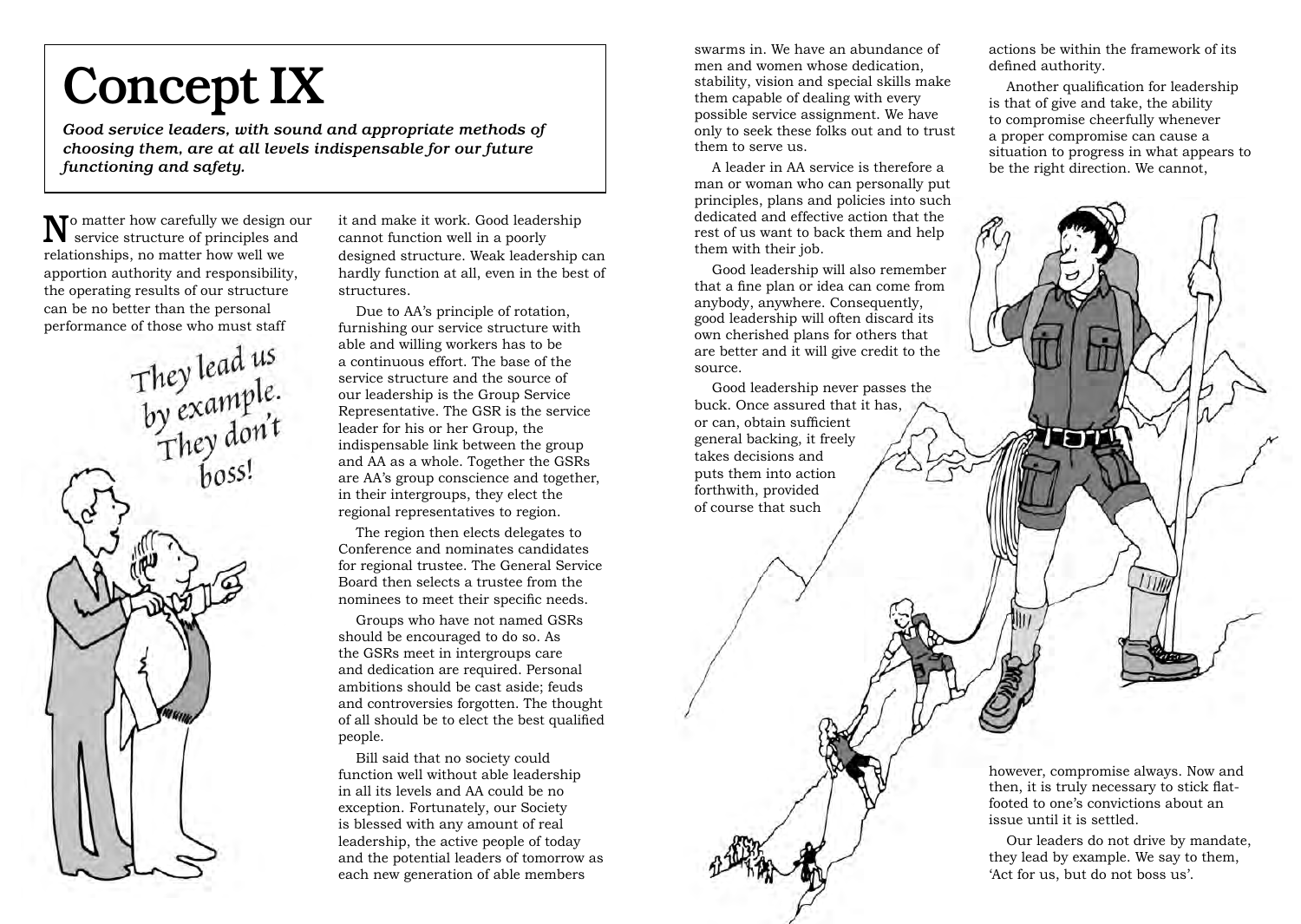# Concept IX

*Good service leaders, with sound and appropriate methods of choosing them, are at all levels indispensable for our future functioning and safety.*

No matter how carefully we design our service structure of principles and relationships, no matter how well we apportion authority and responsibility, the operating results of our structure can be no better than the personal performance of those who must staff it and make it work. Good leadership cannot function well in a poorly designed structure. Weak leadership can hardly function at all, even in the best of structures.

They lead us by example. They don't boss!

Due to AA's principle of rotation, furnishing our service structure with able and willing workers has to be a continuous effort. The base of the service structure and the source of our leadership is the Group Service Representative. The GSR is the service leader for his or her Group, the indispensable link between the group and AA as a whole. Together the GSRs are AA's group conscience and together, in their intergroups, they elect the regional representatives to region.

The region then elects delegates to Conference and nominates candidates for regional trustee. The General Service Board then selects a trustee from the nominees to meet their specific needs.

Groups who have not named GSRs should be encouraged to do so. As the GSRs meet in intergroups care and dedication are required. Personal ambitions should be cast aside; feuds and controversies forgotten. The thought of all should be to elect the best qualified people.

Bill said that no society could function well without able leadership in all its levels and AA could be no exception. Fortunately, our Society is blessed with any amount of real leadership, the active people of today and the potential leaders of tomorrow as each new generation of able members swarms in. We have an abundance of men and women whose dedication, stability, vision and special skills make them capable of dealing with every possible service assignment. We have only to seek these folks out and to trust them to serve us.

A leader in AA service is therefore a man or woman who can personally put principles, plans and policies into such dedicated and effective action that the rest of us want to back them and help them with their job.

Good leadership will also remember that a fine plan or idea can come from anybody, anywhere. Consequently, good leadership will often discard its own cherished plans for others that are better and it will give credit to the source.

Good leadership never passes the buck. Once assured that it has, or can, obtain sufficient general backing, it freely takes decisions and puts them into action forthwith, provided of course that such actions be within the framework of its defined authority.

Another qualification for leadership is that of give and take, the ability to compromise cheerfully whenever a proper compromise can cause a situation to progress in what appears to be the right direction. We cannot, however, compromise always. Now and then, it is truly necessary to stick flat-footed to one's convictions about an issue until it is settled.

Our leaders do not drive by mandate, they lead by example. We say to them, 'Act for us, but do not boss us'.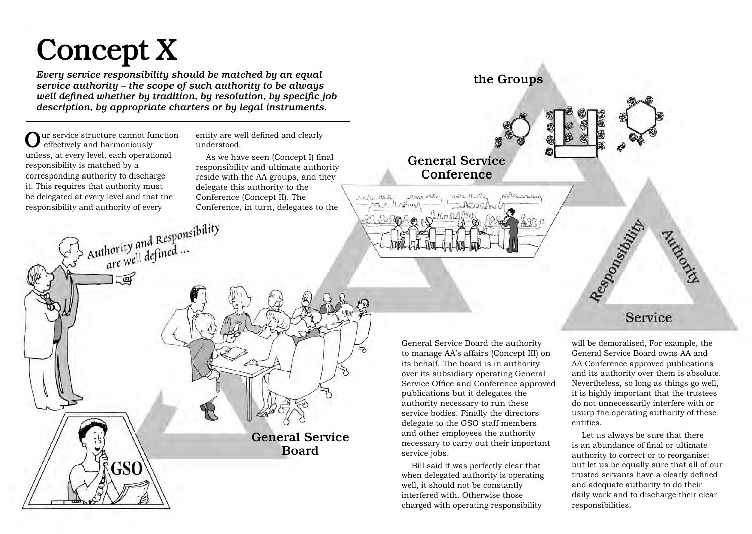# Concept X

***Every service responsibility should be matched by an equal service authority – the scope of such authority to be always well defined whether by tradition, by resolution, by specific job description, by appropriate charters or by legal instruments.***

Our service structure cannot function effectively and harmoniously unless, at every level, each operational responsibility is matched by a corresponding authority to discharge it. This requires that authority must be delegated at every level and that the responsibility and authority of every entity are well defined and clearly understood.

As we have seen (Concept I) final responsibility and ultimate authority reside with the AA groups, and they delegate this authority to the Conference (Concept II). The Conference, in turn, delegates to the General Service Board the authority to manage AA's affairs (Concept III) on its behalf. The board is in authority over its subsidiary operating General Service Office and Conference approved publications but it delegates the authority necessary to run these service bodies. Finally the directors delegate to the GSO staff members and other employees the authority necessary to carry out their important service jobs.

Bill said it was perfectly clear that when delegated authority is operating well, it should not be constantly interfered with. Otherwise those charged with operating responsibility will be demoralised, For example, the General Service Board owns AA and AA Conference approved publications and its authority over them is absolute. Nevertheless, so long as things go well, it is highly important that the trustees do not unnecessarily interfere with or usurp the operating authority of these entities.

Let us always be sure that there is an abundance of final or ultimate authority to correct or to reorganise; but let us be equally sure that all of our trusted servants have a clearly defined and adequate authority to do their daily work and to discharge their clear responsibilities.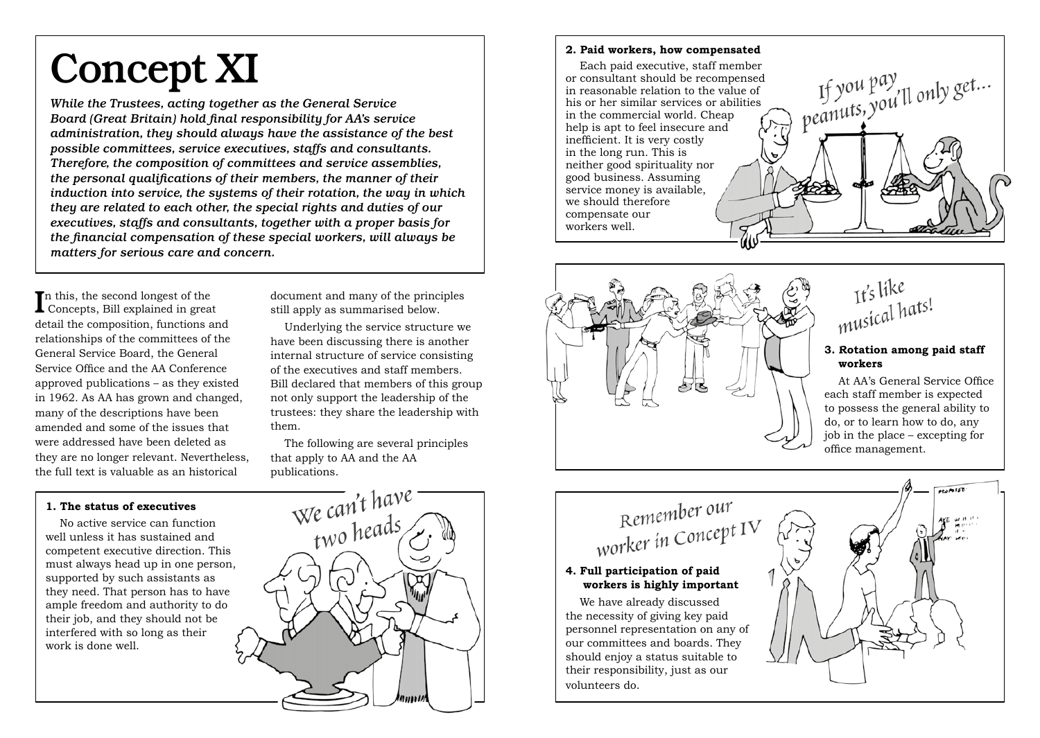# Concept XI

*While the Trustees, acting together as the General Service Board (Great Britain) hold final responsibility for AA's service administration, they should always have the assistance of the best possible committees, service executives, staffs and consultants. Therefore, the composition of committees and service assemblies, the personal qualifications of their members, the manner of their induction into service, the systems of their rotation, the way in which they are related to each other, the special rights and duties of our executives, staffs and consultants, together with a proper basis for the financial compensation of these special workers, will always be matters for serious care and concern.*

In this, the second longest of the Concepts, Bill explained in great detail the composition, functions and relationships of the committees of the General Service Board, the General Service Office and the AA Conference approved publications – as they existed in 1962. As AA has grown and changed, many of the descriptions have been amended and some of the issues that were addressed have been deleted as they are no longer relevant. Nevertheless, the full text is valuable as an historical document and many of the principles still apply as summarised below.

Underlying the service structure we have been discussing there is another internal structure of service consisting of the executives and staff members. Bill declared that members of this group not only support the leadership of the trustees: they share the leadership with them.

The following are several principles that apply to AA and the AA publications.

**1. The status of executives**

No active service can function well unless it has sustained and competent executive direction. This must always head up in one person, supported by such assistants as they need. That person has to have ample freedom and authority to do their job, and they should not be interfered with so long as their work is done well.

We can't have two heads

**2. Paid workers, how compensated**

Each paid executive, staff member or consultant should be recompensed in reasonable relation to the value of his or her similar services or abilities in the commercial world. Cheap help is apt to feel insecure and inefficient. It is very costly in the long run. This is neither good spirituality nor good business. Assuming service money is available, we should therefore compensate our workers well.

If you pay peanuts, you'll only get...

It's like musical hats!

**3. Rotation among paid staff workers**

At AA's General Service Office each staff member is expected to possess the general ability to do, or to learn how to do, any job in the place – excepting for office management.

Remember our worker in Concept IV

**4. Full participation of paid workers is highly important**

We have already discussed the necessity of giving key paid personnel representation on any of our committees and boards. They should enjoy a status suitable to their responsibility, just as our volunteers do.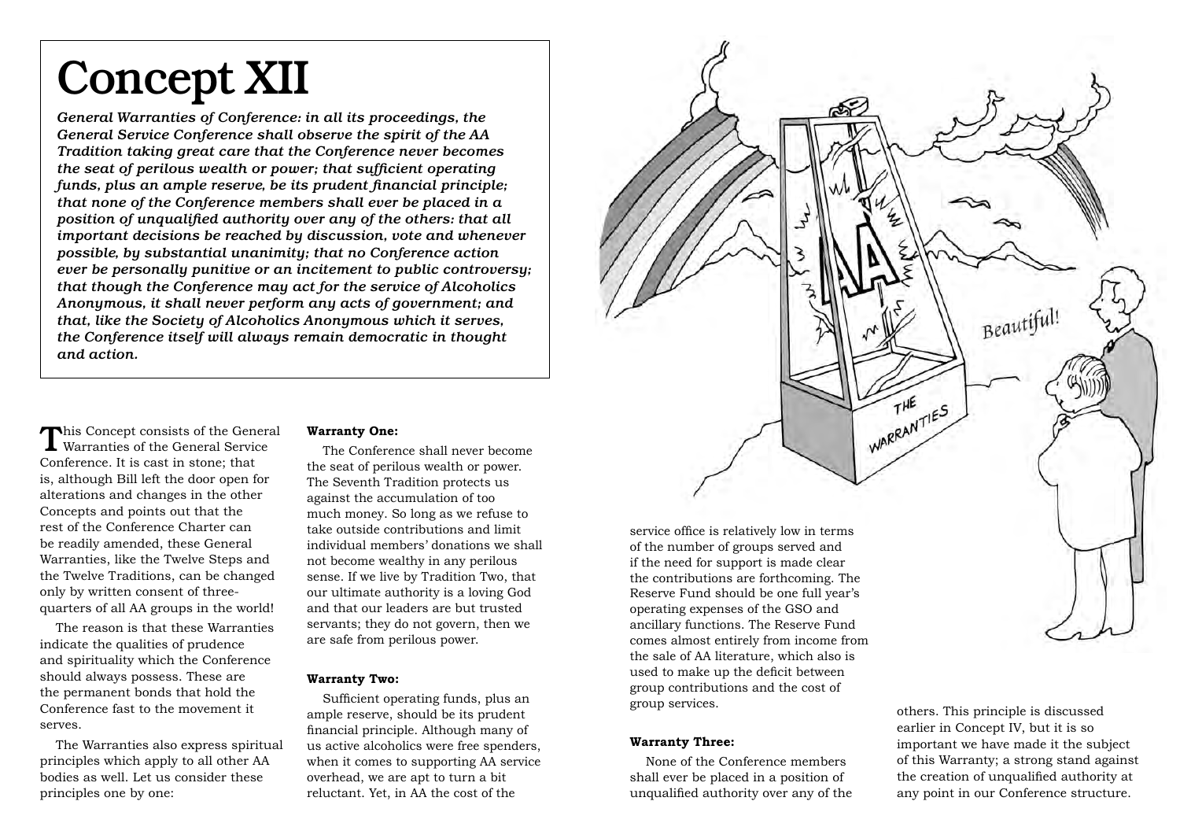# Concept XII

*General Warranties of Conference: in all its proceedings, the General Service Conference shall observe the spirit of the AA Tradition taking great care that the Conference never becomes the seat of perilous wealth or power; that sufficient operating funds, plus an ample reserve, be its prudent financial principle; that none of the Conference members shall ever be placed in a position of unqualified authority over any of the others: that all important decisions be reached by discussion, vote and whenever possible, by substantial unanimity; that no Conference action ever be personally punitive or an incitement to public controversy; that though the Conference may act for the service of Alcoholics Anonymous, it shall never perform any acts of government; and that, like the Society of Alcoholics Anonymous which it serves, the Conference itself will always remain democratic in thought and action.*

This Concept consists of the General Warranties of the General Service Conference. It is cast in stone; that is, although Bill left the door open for alterations and changes in the other Concepts and points out that the rest of the Conference Charter can be readily amended, these General Warranties, like the Twelve Steps and the Twelve Traditions, can be changed only by written consent of three-quarters of all AA groups in the world!

The reason is that these Warranties indicate the qualities of prudence and spirituality which the Conference should always possess. These are the permanent bonds that hold the Conference fast to the movement it serves.

The Warranties also express spiritual principles which apply to all other AA bodies as well. Let us consider these principles one by one:

**Warranty One:**

The Conference shall never become the seat of perilous wealth or power. The Seventh Tradition protects us against the accumulation of too much money. So long as we refuse to take outside contributions and limit individual members' donations we shall not become wealthy in any perilous sense. If we live by Tradition Two, that our ultimate authority is a loving God and that our leaders are but trusted servants; they do not govern, then we are safe from perilous power.

**Warranty Two:**

Sufficient operating funds, plus an ample reserve, should be its prudent financial principle. Although many of us active alcoholics were free spenders, when it comes to supporting AA service overhead, we are apt to turn a bit reluctant. Yet, in AA the cost of the service office is relatively low in terms of the number of groups served and if the need for support is made clear the contributions are forthcoming. The Reserve Fund should be one full year's operating expenses of the GSO and ancillary functions. The Reserve Fund comes almost entirely from income from the sale of AA literature, which also is used to make up the deficit between group contributions and the cost of group services.

**Warranty Three:**

None of the Conference members shall ever be placed in a position of unqualified authority over any of the others. This principle is discussed earlier in Concept IV, but it is so important we have made it the subject of this Warranty; a strong stand against the creation of unqualified authority at any point in our Conference structure.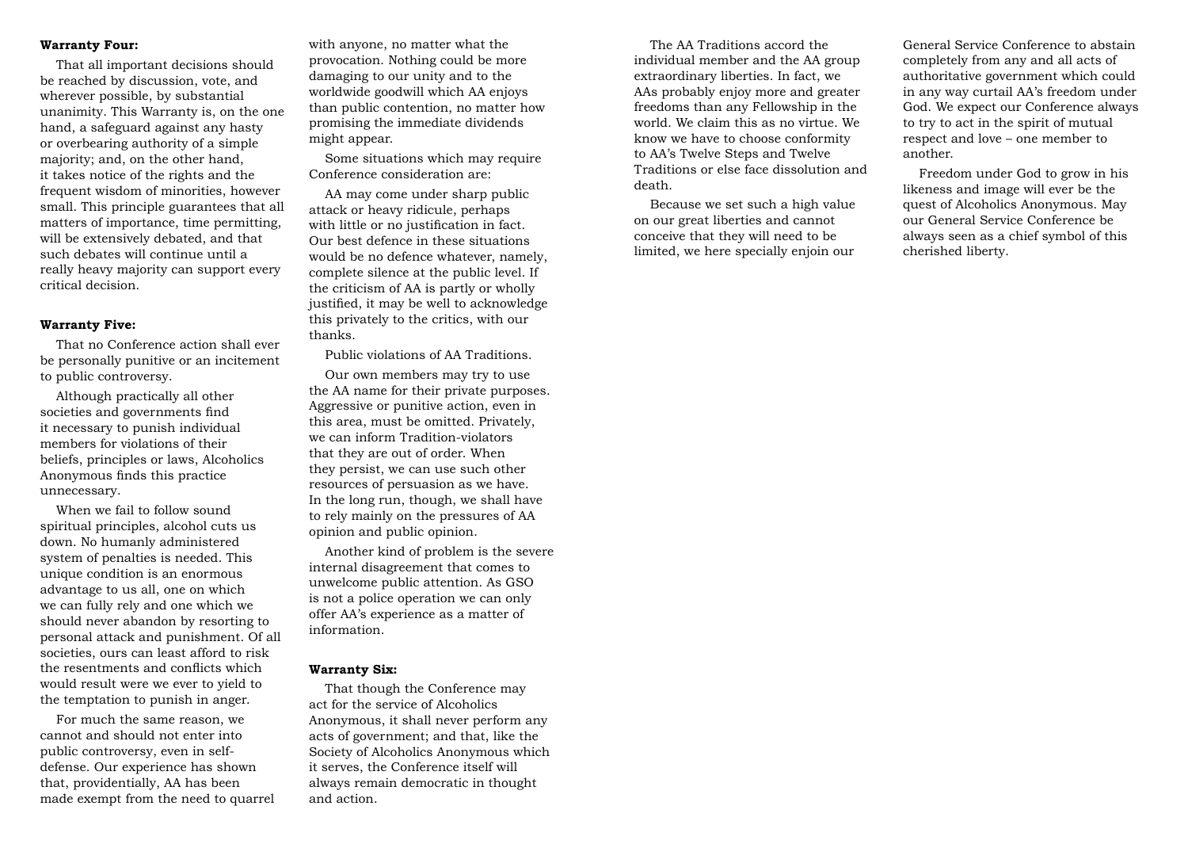**Warranty Four:**

That all important decisions should be reached by discussion, vote, and wherever possible, by substantial unanimity. This Warranty is, on the one hand, a safeguard against any hasty or overbearing authority of a simple majority; and, on the other hand, it takes notice of the rights and the frequent wisdom of minorities, however small. This principle guarantees that all matters of importance, time permitting, will be extensively debated, and that such debates will continue until a really heavy majority can support every critical decision.

**Warranty Five:**

That no Conference action shall ever be personally punitive or an incitement to public controversy.

Although practically all other societies and governments find it necessary to punish individual members for violations of their beliefs, principles or laws, Alcoholics Anonymous finds this practice unnecessary.

When we fail to follow sound spiritual principles, alcohol cuts us down. No humanly administered system of penalties is needed. This unique condition is an enormous advantage to us all, one on which we can fully rely and one which we should never abandon by resorting to personal attack and punishment. Of all societies, ours can least afford to risk the resentments and conflicts which would result were we ever to yield to the temptation to punish in anger.

For much the same reason, we cannot and should not enter into public controversy, even in self-defense. Our experience has shown that, providentially, AA has been made exempt from the need to quarrel with anyone, no matter what the provocation. Nothing could be more damaging to our unity and to the worldwide goodwill which AA enjoys than public contention, no matter how promising the immediate dividends might appear.

Some situations which may require Conference consideration are:

AA may come under sharp public attack or heavy ridicule, perhaps with little or no justification in fact. Our best defence in these situations would be no defence whatever, namely, complete silence at the public level. If the criticism of AA is partly or wholly justified, it may be well to acknowledge this privately to the critics, with our thanks.

Public violations of AA Traditions.

Our own members may try to use the AA name for their private purposes. Aggressive or punitive action, even in this area, must be omitted. Privately, we can inform Tradition-violators that they are out of order. When they persist, we can use such other resources of persuasion as we have. In the long run, though, we shall have to rely mainly on the pressures of AA opinion and public opinion.

Another kind of problem is the severe internal disagreement that comes to unwelcome public attention. As GSO is not a police operation we can only offer AA's experience as a matter of information.

**Warranty Six:**

That though the Conference may act for the service of Alcoholics Anonymous, it shall never perform any acts of government; and that, like the Society of Alcoholics Anonymous which it serves, the Conference itself will always remain democratic in thought and action.

The AA Traditions accord the individual member and the AA group extraordinary liberties. In fact, we AAs probably enjoy more and greater freedoms than any Fellowship in the world. We claim this as no virtue. We know we have to choose conformity to AA's Twelve Steps and Twelve Traditions or else face dissolution and death.

Because we set such a high value on our great liberties and cannot conceive that they will need to be limited, we here specially enjoin our General Service Conference to abstain completely from any and all acts of authoritative government which could in any way curtail AA's freedom under God. We expect our Conference always to try to act in the spirit of mutual respect and love – one member to another.

Freedom under God to grow in his likeness and image will ever be the quest of Alcoholics Anonymous. May our General Service Conference be always seen as a chief symbol of this cherished liberty.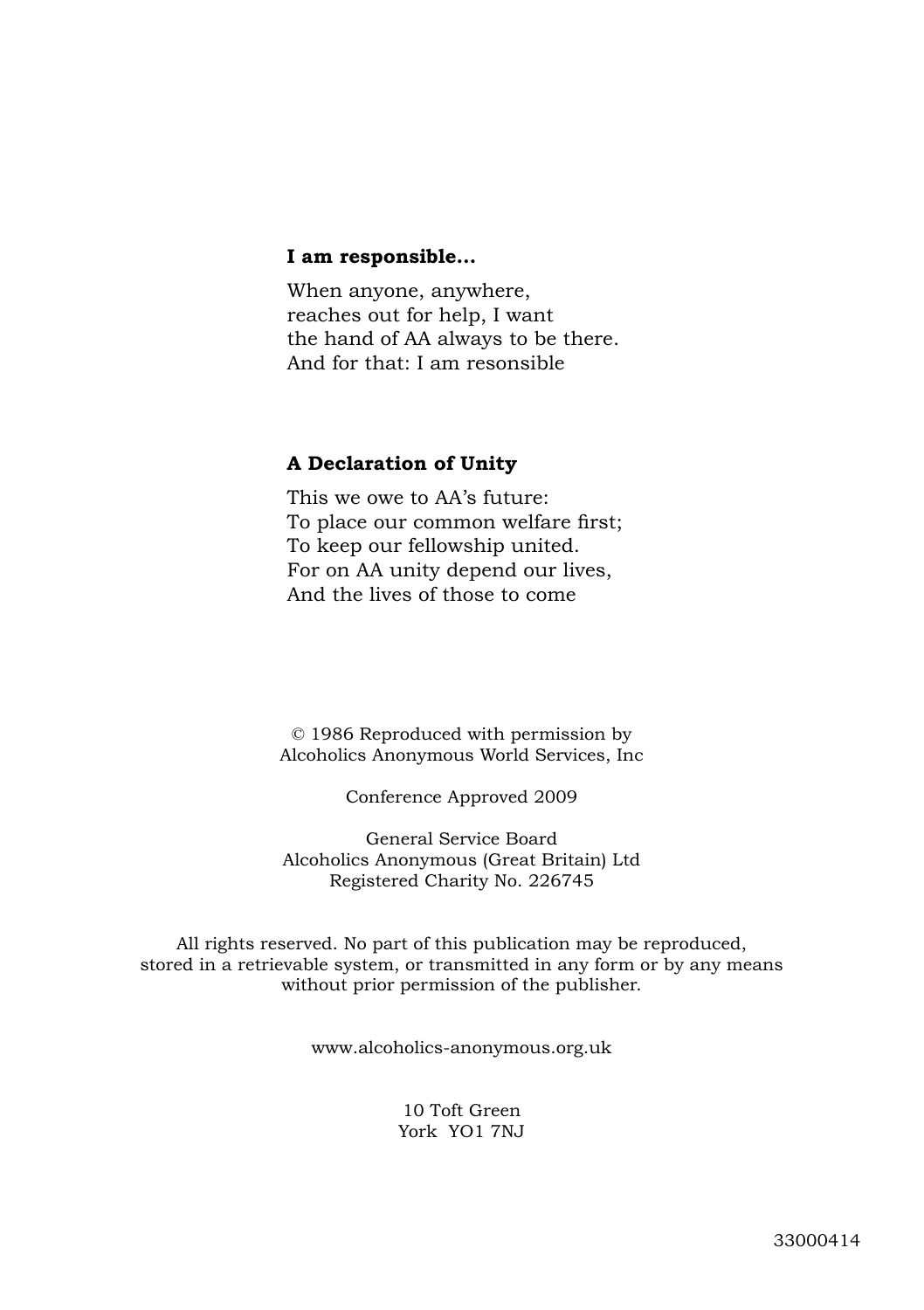**I am responsible...**

When anyone, anywhere,
reaches out for help, I want
the hand of AA always to be there.
And for that: I am resonsible

**A Declaration of Unity**

This we owe to AA's future:
To place our common welfare first;
To keep our fellowship united.
For on AA unity depend our lives,
And the lives of those to come

© 1986 Reproduced with permission by
Alcoholics Anonymous World Services, Inc

Conference Approved 2009

General Service Board
Alcoholics Anonymous (Great Britain) Ltd
Registered Charity No. 226745

All rights reserved. No part of this publication may be reproduced,
stored in a retrievable system, or transmitted in any form or by any means
without prior permission of the publisher.

www.alcoholics-anonymous.org.uk

10 Toft Green
York YO1 7NJ

33000414